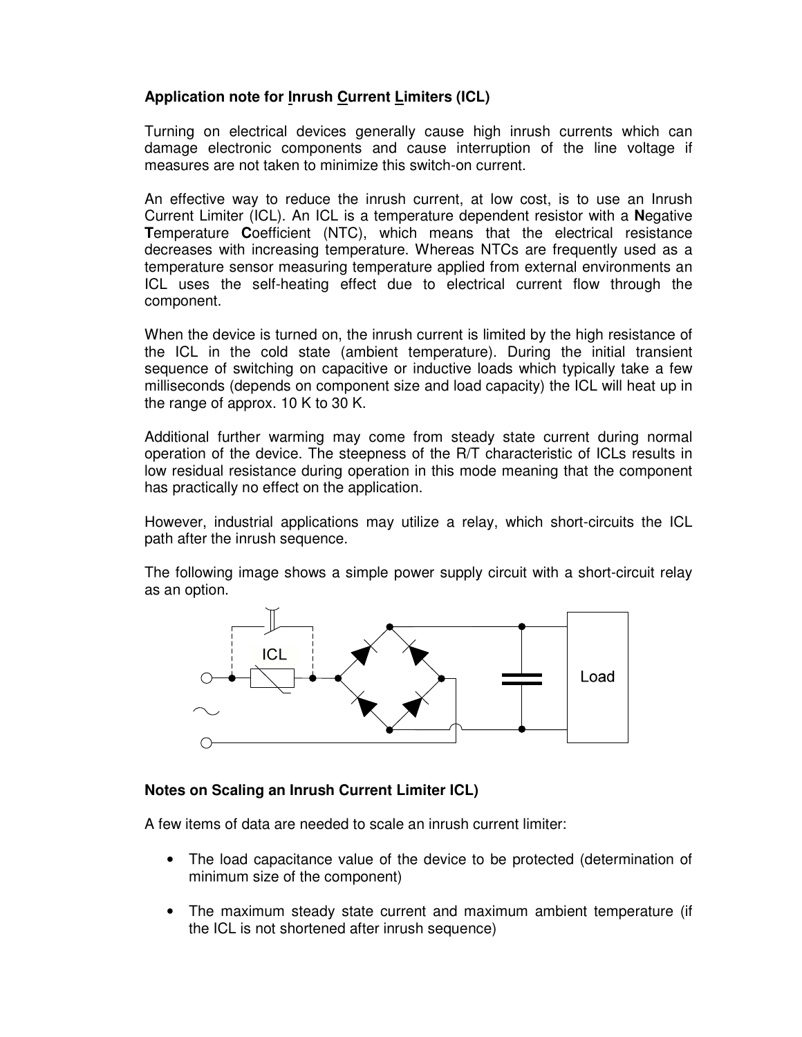**Application note for Inrush Current Limiters (ICL)**

Turning on electrical devices generally cause high inrush currents which can damage electronic components and cause interruption of the line voltage if measures are not taken to minimize this switch-on current.

An effective way to reduce the inrush current, at low cost, is to use an Inrush Current Limiter (ICL). An ICL is a temperature dependent resistor with a **N**egative **T**emperature **C**oefficient (NTC), which means that the electrical resistance decreases with increasing temperature. Whereas NTCs are frequently used as a temperature sensor measuring temperature applied from external environments an ICL uses the self-heating effect due to electrical current flow through the component.

When the device is turned on, the inrush current is limited by the high resistance of the ICL in the cold state (ambient temperature). During the initial transient sequence of switching on capacitive or inductive loads which typically take a few milliseconds (depends on component size and load capacity) the ICL will heat up in the range of approx. 10 K to 30 K.

Additional further warming may come from steady state current during normal operation of the device. The steepness of the R/T characteristic of ICLs results in low residual resistance during operation in this mode meaning that the component has practically no effect on the application.

However, industrial applications may utilize a relay, which short-circuits the ICL path after the inrush sequence.

The following image shows a simple power supply circuit with a short-circuit relay as an option.

**Notes on Scaling an Inrush Current Limiter ICL)**

A few items of data are needed to scale an inrush current limiter:

- The load capacitance value of the device to be protected (determination of minimum size of the component)
- The maximum steady state current and maximum ambient temperature (if the ICL is not shortened after inrush sequence)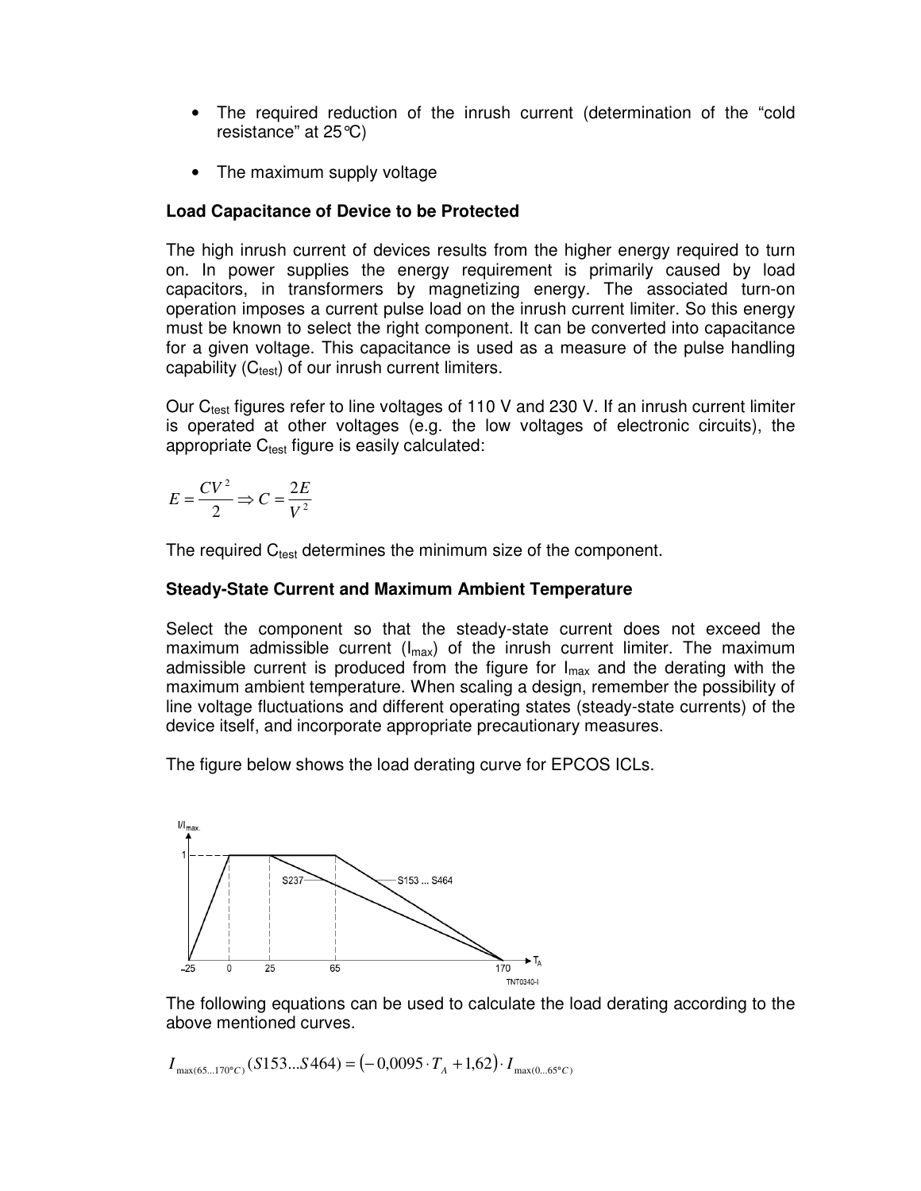- The required reduction of the inrush current (determination of the "cold resistance" at 25°C)
- The maximum supply voltage

**Load Capacitance of Device to be Protected**

The high inrush current of devices results from the higher energy required to turn on. In power supplies the energy requirement is primarily caused by load capacitors, in transformers by magnetizing energy. The associated turn-on operation imposes a current pulse load on the inrush current limiter. So this energy must be known to select the right component. It can be converted into capacitance for a given voltage. This capacitance is used as a measure of the pulse handling capability ($C_{test}$) of our inrush current limiters.

Our $C_{test}$ figures refer to line voltages of 110 V and 230 V. If an inrush current limiter is operated at other voltages (e.g. the low voltages of electronic circuits), the appropriate $C_{test}$ figure is easily calculated:

$$E = \frac{CV^2}{2} \Rightarrow C = \frac{2E}{V^2}$$

The required $C_{test}$ determines the minimum size of the component.

**Steady-State Current and Maximum Ambient Temperature**

Select the component so that the steady-state current does not exceed the maximum admissible current ($I_{max}$) of the inrush current limiter. The maximum admissible current is produced from the figure for $I_{max}$ and the derating with the maximum ambient temperature. When scaling a design, remember the possibility of line voltage fluctuations and different operating states (steady-state currents) of the device itself, and incorporate appropriate precautionary measures.

The figure below shows the load derating curve for EPCOS ICLs.

The following equations can be used to calculate the load derating according to the above mentioned curves.

$$I_{\max(65...170°C)}(S153...S464) = (-0{,}0095 \cdot T_A + 1{,}62) \cdot I_{\max(0...65°C)}$$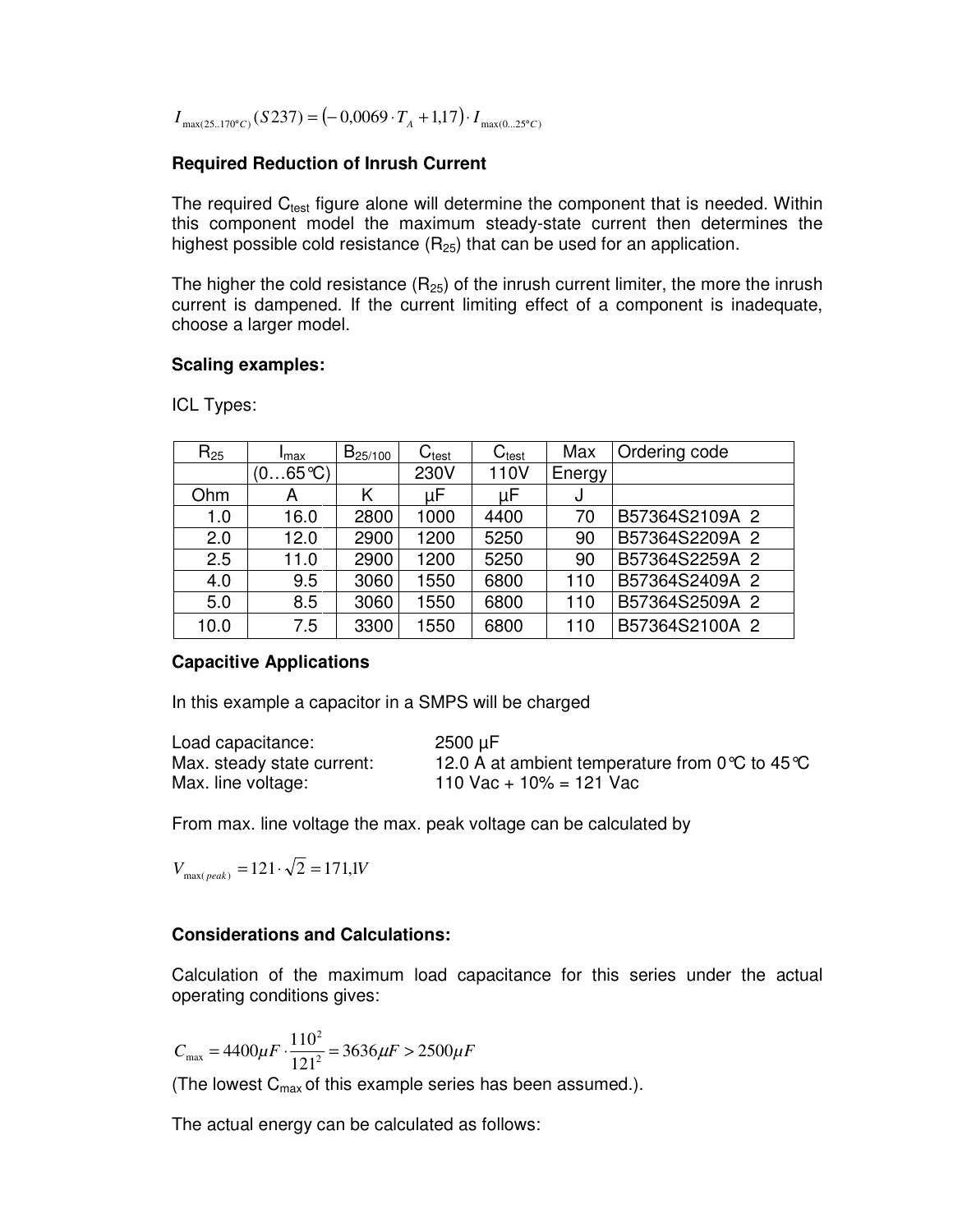$$I_{\max(25..170°C)}(S237) = (-0{,}0069 \cdot T_A + 1{,}17) \cdot I_{\max(0...25°C)}$$

**Required Reduction of Inrush Current**

The required $C_{test}$ figure alone will determine the component that is needed. Within this component model the maximum steady-state current then determines the highest possible cold resistance ($R_{25}$) that can be used for an application.

The higher the cold resistance ($R_{25}$) of the inrush current limiter, the more the inrush current is dampened. If the current limiting effect of a component is inadequate, choose a larger model.

**Scaling examples:**

ICL Types:

| $R_{25}$ | $I_{max}$ | $B_{25/100}$ | $C_{test}$ | $C_{test}$ | Max | Ordering code |
|---|---|---|---|---|---|---|
| | (0…65°C) | | 230V | 110V | Energy | |
| Ohm | A | K | µF | µF | J | |
| 1.0 | 16.0 | 2800 | 1000 | 4400 | 70 | B57364S2109A 2 |
| 2.0 | 12.0 | 2900 | 1200 | 5250 | 90 | B57364S2209A 2 |
| 2.5 | 11.0 | 2900 | 1200 | 5250 | 90 | B57364S2259A 2 |
| 4.0 | 9.5 | 3060 | 1550 | 6800 | 110 | B57364S2409A 2 |
| 5.0 | 8.5 | 3060 | 1550 | 6800 | 110 | B57364S2509A 2 |
| 10.0 | 7.5 | 3300 | 1550 | 6800 | 110 | B57364S2100A 2 |

**Capacitive Applications**

In this example a capacitor in a SMPS will be charged

Load capacitance: 2500 µF
Max. steady state current: 12.0 A at ambient temperature from 0°C to 45°C
Max. line voltage: 110 Vac + 10% = 121 Vac

From max. line voltage the max. peak voltage can be calculated by

$$V_{\max(peak)} = 121 \cdot \sqrt{2} = 171{,}1V$$

**Considerations and Calculations:**

Calculation of the maximum load capacitance for this series under the actual operating conditions gives:

$$C_{\max} = 4400\mu F \cdot \frac{110^2}{121^2} = 3636\mu F > 2500\mu F$$

(The lowest $C_{max}$ of this example series has been assumed.).

The actual energy can be calculated as follows: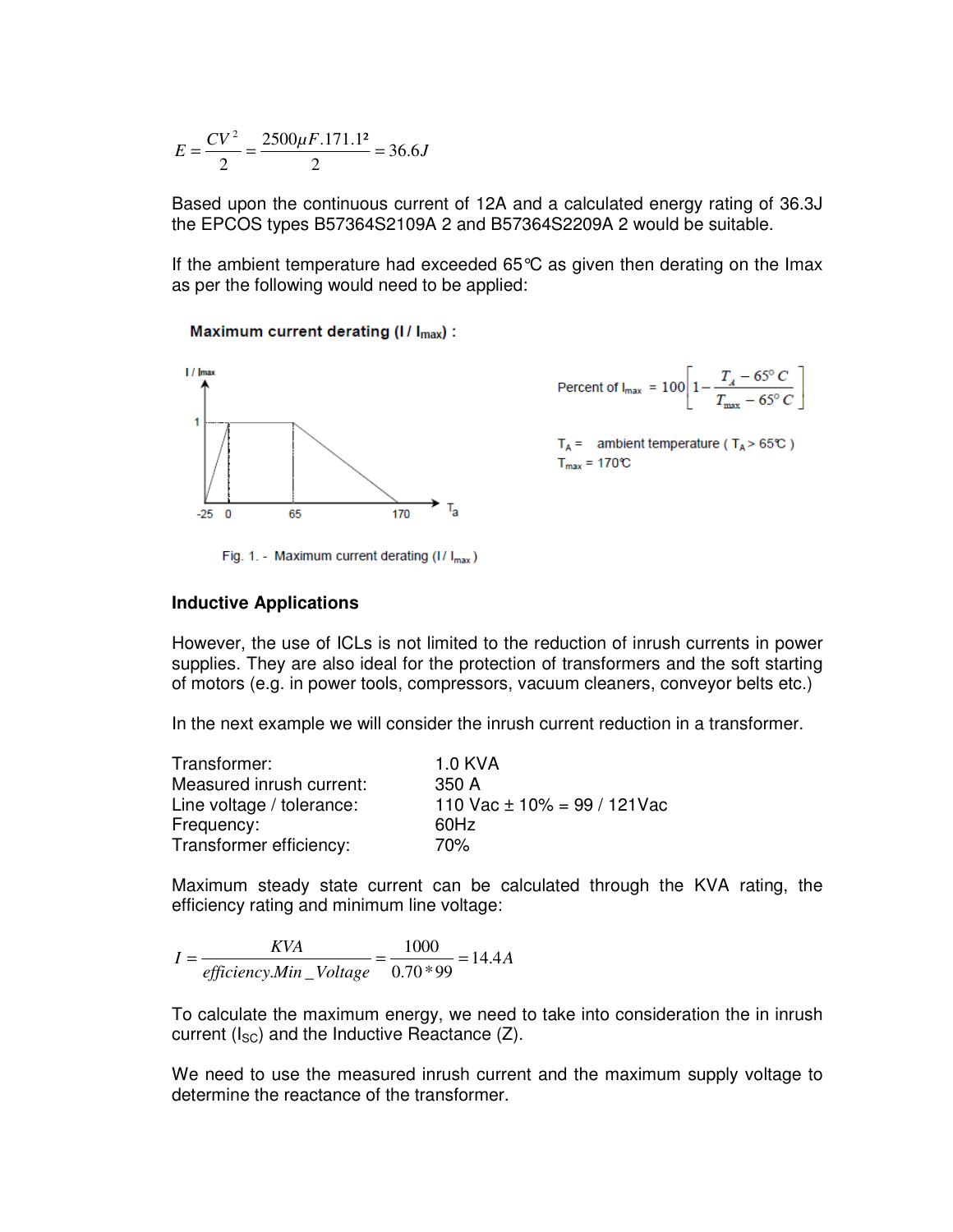$$E = \frac{CV^2}{2} = \frac{2500\mu F.171.1^2}{2} = 36.6J$$

Based upon the continuous current of 12A and a calculated energy rating of 36.3J the EPCOS types B57364S2109A 2 and B57364S2209A 2 would be suitable.

If the ambient temperature had exceeded 65°C as given then derating on the Imax as per the following would need to be applied:

**Maximum current derating ($I / I_{max}$) :**

$$\text{Percent of } I_{max} = 100\left[1 - \frac{T_A - 65^\circ C}{T_{max} - 65^\circ C}\right]$$

$T_A$ = ambient temperature ( $T_A > 65°C$ )
$T_{max}$ = 170°C

Fig. 1. - Maximum current derating ($I / I_{max}$)

## Inductive Applications

However, the use of ICLs is not limited to the reduction of inrush currents in power supplies. They are also ideal for the protection of transformers and the soft starting of motors (e.g. in power tools, compressors, vacuum cleaners, conveyor belts etc.)

In the next example we will consider the inrush current reduction in a transformer.

| | |
|---|---|
| Transformer: | 1.0 KVA |
| Measured inrush current: | 350 A |
| Line voltage / tolerance: | 110 Vac ± 10% = 99 / 121Vac |
| Frequency: | 60Hz |
| Transformer efficiency: | 70% |

Maximum steady state current can be calculated through the KVA rating, the efficiency rating and minimum line voltage:

$$I = \frac{KVA}{efficiency.Min\_Voltage} = \frac{1000}{0.70 * 99} = 14.4A$$

To calculate the maximum energy, we need to take into consideration the in inrush current ($I_{SC}$) and the Inductive Reactance (Z).

We need to use the measured inrush current and the maximum supply voltage to determine the reactance of the transformer.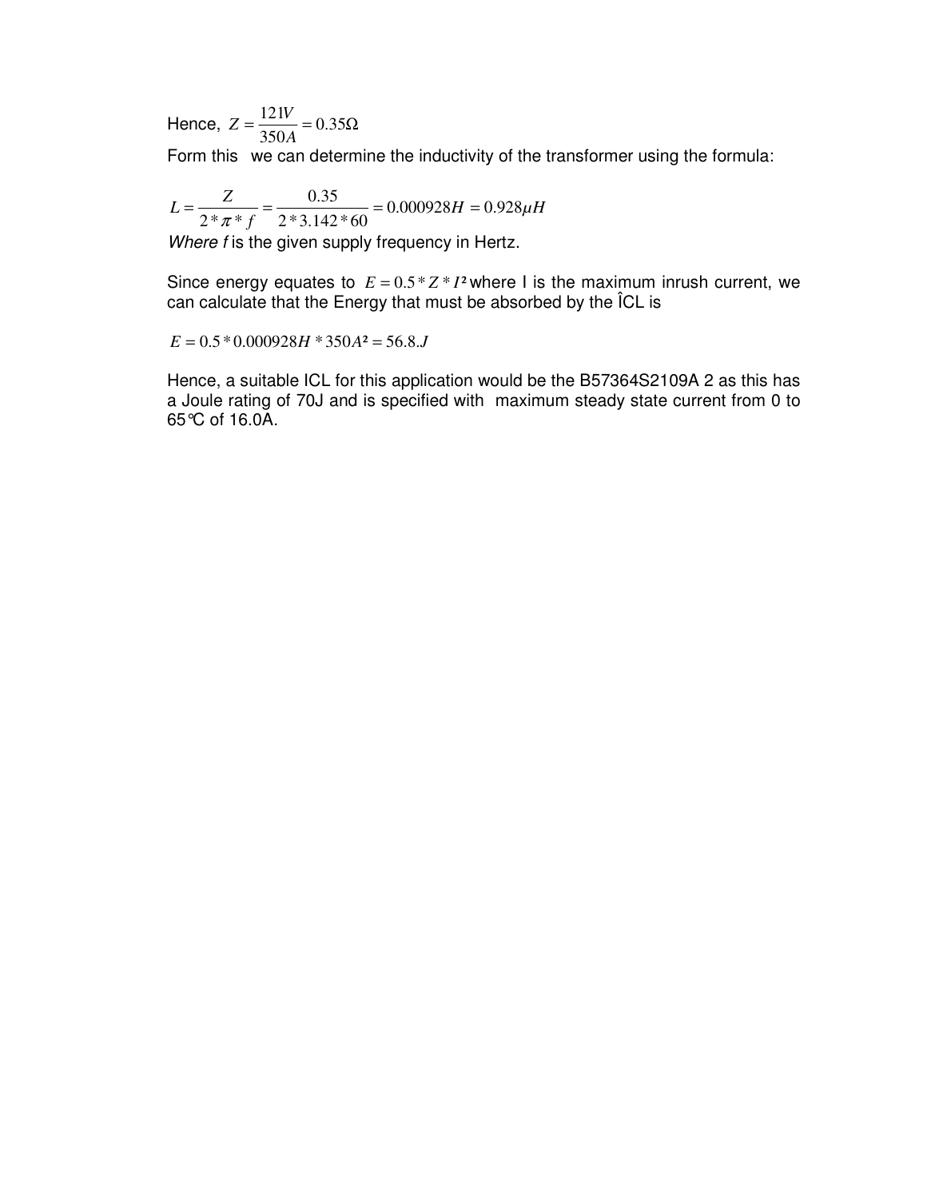Hence, $Z = \frac{121V}{350A} = 0.35\Omega$

Form this  we can determine the inductivity of the transformer using the formula:

$$L = \frac{Z}{2 * \pi * f} = \frac{0.35}{2 * 3.142 * 60} = 0.000928H = 0.928\mu H$$

*Where f* is the given supply frequency in Hertz.

Since energy equates to $E = 0.5 * Z * I^2$ where I is the maximum inrush current, we can calculate that the Energy that must be absorbed by the ÎCL is

$$E = 0.5 * 0.000928H * 350A^2 = 56.8.J$$

Hence, a suitable ICL for this application would be the B57364S2109A 2 as this has a Joule rating of 70J and is specified with  maximum steady state current from 0 to 65℃ of 16.0A.